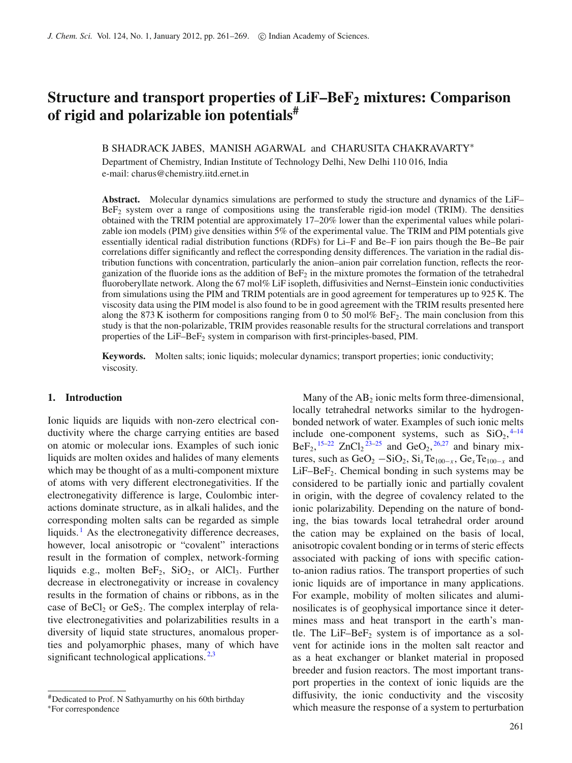# Structure and transport properties of LiF–$BeF_2$ mixtures: Comparison of rigid and polarizable ion potentials[#]

B SHADRACK JABES, MANISH AGARWAL and CHARUSITA CHAKRAVARTY[*]

Department of Chemistry, Indian Institute of Technology Delhi, New Delhi 110 016, India
e-mail: charus@chemistry.iitd.ernet.in

**Abstract.** Molecular dynamics simulations are performed to study the structure and dynamics of the LiF–$BeF_2$ system over a range of compositions using the transferable rigid-ion model (TRIM). The densities obtained with the TRIM potential are approximately 17–20% lower than the experimental values while polarizable ion models (PIM) give densities within 5% of the experimental value. The TRIM and PIM potentials give essentially identical radial distribution functions (RDFs) for Li–F and Be–F ion pairs though the Be–Be pair correlations differ significantly and reflect the corresponding density differences. The variation in the radial distribution functions with concentration, particularly the anion–anion pair correlation function, reflects the reorganization of the fluoride ions as the addition of $BeF_2$ in the mixture promotes the formation of the tetrahedral fluoroberyllate network. Along the 67 mol% LiF isopleth, diffusivities and Nernst–Einstein ionic conductivities from simulations using the PIM and TRIM potentials are in good agreement for temperatures up to 925 K. The viscosity data using the PIM model is also found to be in good agreement with the TRIM results presented here along the 873 K isotherm for compositions ranging from 0 to 50 mol% $BeF_2$. The main conclusion from this study is that the non-polarizable, TRIM provides reasonable results for the structural correlations and transport properties of the LiF–$BeF_2$ system in comparison with first-principles-based, PIM.

**Keywords.** Molten salts; ionic liquids; molecular dynamics; transport properties; ionic conductivity; viscosity.

## 1. Introduction

Ionic liquids are liquids with non-zero electrical conductivity where the charge carrying entities are based on atomic or molecular ions. Examples of such ionic liquids are molten oxides and halides of many elements which may be thought of as a multi-component mixture of atoms with very different electronegativities. If the electronegativity difference is large, Coulombic interactions dominate structure, as in alkali halides, and the corresponding molten salts can be regarded as simple liquids.[1] As the electronegativity difference decreases, however, local anisotropic or "covalent" interactions result in the formation of complex, network-forming liquids e.g., molten $BeF_2$, $SiO_2$, or $AlCl_3$. Further decrease in electronegativity or increase in covalency results in the formation of chains or ribbons, as in the case of $BeCl_2$ or $GeS_2$. The complex interplay of relative electronegativities and polarizabilities results in a diversity of liquid state structures, anomalous properties and polyamorphic phases, many of which have significant technological applications.[2,3]

Many of the $AB_2$ ionic melts form three-dimensional, locally tetrahedral networks similar to the hydrogen-bonded network of water. Examples of such ionic melts include one-component systems, such as $SiO_2$,[4–14] $BeF_2$,[15–22] $ZnCl_2$[23–25] and $GeO_2$,[26,27] and binary mixtures, such as $GeO_2$ –$SiO_2$, $Si_xTe_{100-x}$, $Ge_xTe_{100-x}$ and LiF–$BeF_2$. Chemical bonding in such systems may be considered to be partially ionic and partially covalent in origin, with the degree of covalency related to the ionic polarizability. Depending on the nature of bonding, the bias towards local tetrahedral order around the cation may be explained on the basis of local, anisotropic covalent bonding or in terms of steric effects associated with packing of ions with specific cation-to-anion radius ratios. The transport properties of such ionic liquids are of importance in many applications. For example, mobility of molten silicates and aluminosilicates is of geophysical importance since it determines mass and heat transport in the earth's mantle. The LiF–$BeF_2$ system is of importance as a solvent for actinide ions in the molten salt reactor and as a heat exchanger or blanket material in proposed breeder and fusion reactors. The most important transport properties in the context of ionic liquids are the diffusivity, the ionic conductivity and the viscosity which measure the response of a system to perturbation

[#]Dedicated to Prof. N Sathyamurthy on his 60th birthday

[*]For correspondence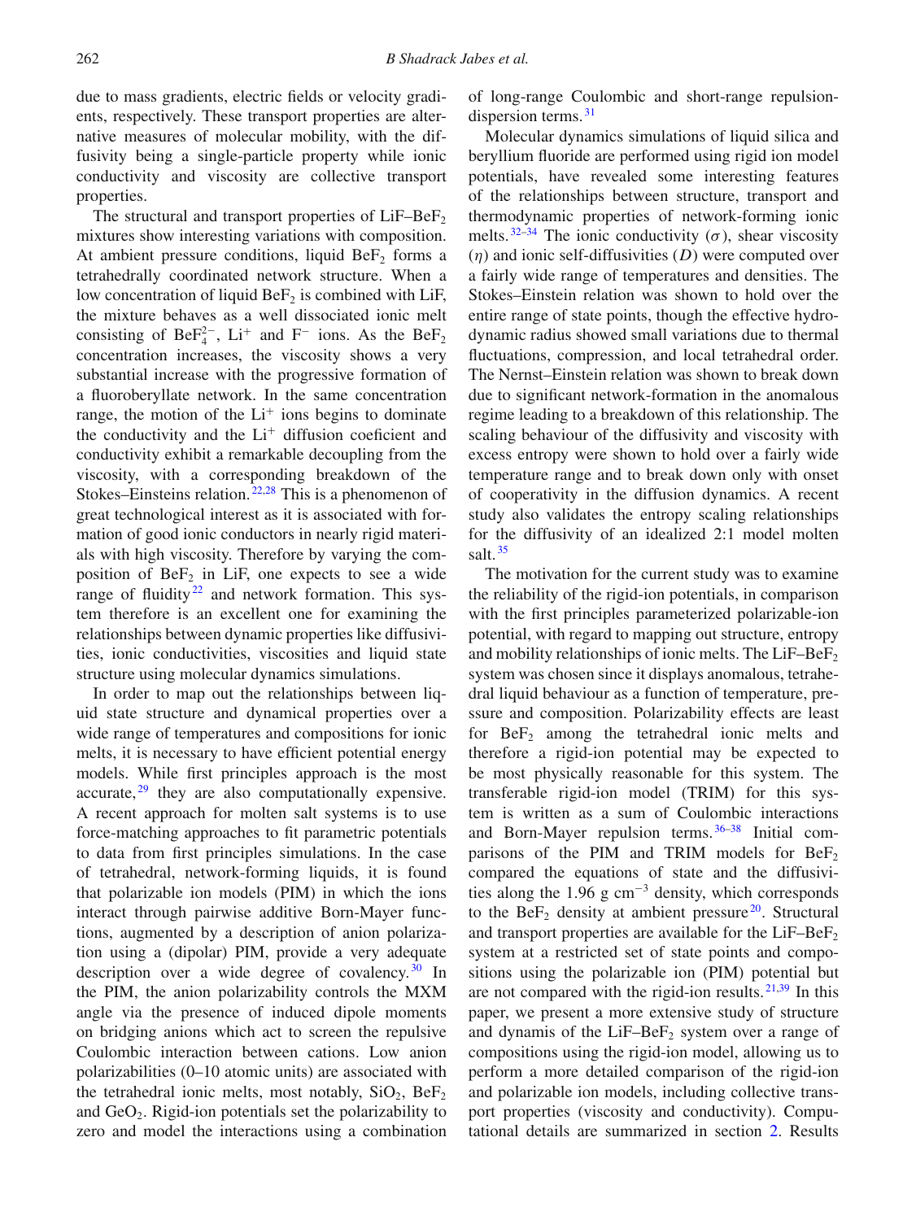due to mass gradients, electric fields or velocity gradients, respectively. These transport properties are alternative measures of molecular mobility, with the diffusivity being a single-particle property while ionic conductivity and viscosity are collective transport properties.

The structural and transport properties of LiF–$BeF_2$ mixtures show interesting variations with composition. At ambient pressure conditions, liquid $BeF_2$ forms a tetrahedrally coordinated network structure. When a low concentration of liquid $BeF_2$ is combined with LiF, the mixture behaves as a well dissociated ionic melt consisting of $BeF_4^{2-}$, $Li^+$ and $F^-$ ions. As the $BeF_2$ concentration increases, the viscosity shows a very substantial increase with the progressive formation of a fluoroberyllate network. In the same concentration range, the motion of the $Li^+$ ions begins to dominate the conductivity and the $Li^+$ diffusion coeficient and conductivity exhibit a remarkable decoupling from the viscosity, with a corresponding breakdown of the Stokes–Einsteins relation.[22,28] This is a phenomenon of great technological interest as it is associated with formation of good ionic conductors in nearly rigid materials with high viscosity. Therefore by varying the composition of $BeF_2$ in LiF, one expects to see a wide range of fluidity[22] and network formation. This system therefore is an excellent one for examining the relationships between dynamic properties like diffusivities, ionic conductivities, viscosities and liquid state structure using molecular dynamics simulations.

In order to map out the relationships between liquid state structure and dynamical properties over a wide range of temperatures and compositions for ionic melts, it is necessary to have efficient potential energy models. While first principles approach is the most accurate,[29] they are also computationally expensive. A recent approach for molten salt systems is to use force-matching approaches to fit parametric potentials to data from first principles simulations. In the case of tetrahedral, network-forming liquids, it is found that polarizable ion models (PIM) in which the ions interact through pairwise additive Born-Mayer functions, augmented by a description of anion polarization using a (dipolar) PIM, provide a very adequate description over a wide degree of covalency.[30] In the PIM, the anion polarizability controls the MXM angle via the presence of induced dipole moments on bridging anions which act to screen the repulsive Coulombic interaction between cations. Low anion polarizabilities (0–10 atomic units) are associated with the tetrahedral ionic melts, most notably, $SiO_2$, $BeF_2$ and $GeO_2$. Rigid-ion potentials set the polarizability to zero and model the interactions using a combination of long-range Coulombic and short-range repulsion-dispersion terms.[31]

Molecular dynamics simulations of liquid silica and beryllium fluoride are performed using rigid ion model potentials, have revealed some interesting features of the relationships between structure, transport and thermodynamic properties of network-forming ionic melts.[32–34] The ionic conductivity ($\sigma$), shear viscosity ($\eta$) and ionic self-diffusivities ($D$) were computed over a fairly wide range of temperatures and densities. The Stokes–Einstein relation was shown to hold over the entire range of state points, though the effective hydrodynamic radius showed small variations due to thermal fluctuations, compression, and local tetrahedral order. The Nernst–Einstein relation was shown to break down due to significant network-formation in the anomalous regime leading to a breakdown of this relationship. The scaling behaviour of the diffusivity and viscosity with excess entropy were shown to hold over a fairly wide temperature range and to break down only with onset of cooperativity in the diffusion dynamics. A recent study also validates the entropy scaling relationships for the diffusivity of an idealized 2:1 model molten salt.[35]

The motivation for the current study was to examine the reliability of the rigid-ion potentials, in comparison with the first principles parameterized polarizable-ion potential, with regard to mapping out structure, entropy and mobility relationships of ionic melts. The LiF–$BeF_2$ system was chosen since it displays anomalous, tetrahedral liquid behaviour as a function of temperature, pressure and composition. Polarizability effects are least for $BeF_2$ among the tetrahedral ionic melts and therefore a rigid-ion potential may be expected to be most physically reasonable for this system. The transferable rigid-ion model (TRIM) for this system is written as a sum of Coulombic interactions and Born-Mayer repulsion terms.[36–38] Initial comparisons of the PIM and TRIM models for $BeF_2$ compared the equations of state and the diffusivities along the 1.96 g cm$^{-3}$ density, which corresponds to the $BeF_2$ density at ambient pressure[20]. Structural and transport properties are available for the LiF–$BeF_2$ system at a restricted set of state points and compositions using the polarizable ion (PIM) potential but are not compared with the rigid-ion results.[21,39] In this paper, we present a more extensive study of structure and dynamics of the LiF–$BeF_2$ system over a range of compositions using the rigid-ion model, allowing us to perform a more detailed comparison of the rigid-ion and polarizable ion models, including collective transport properties (viscosity and conductivity). Computational details are summarized in section 2. Results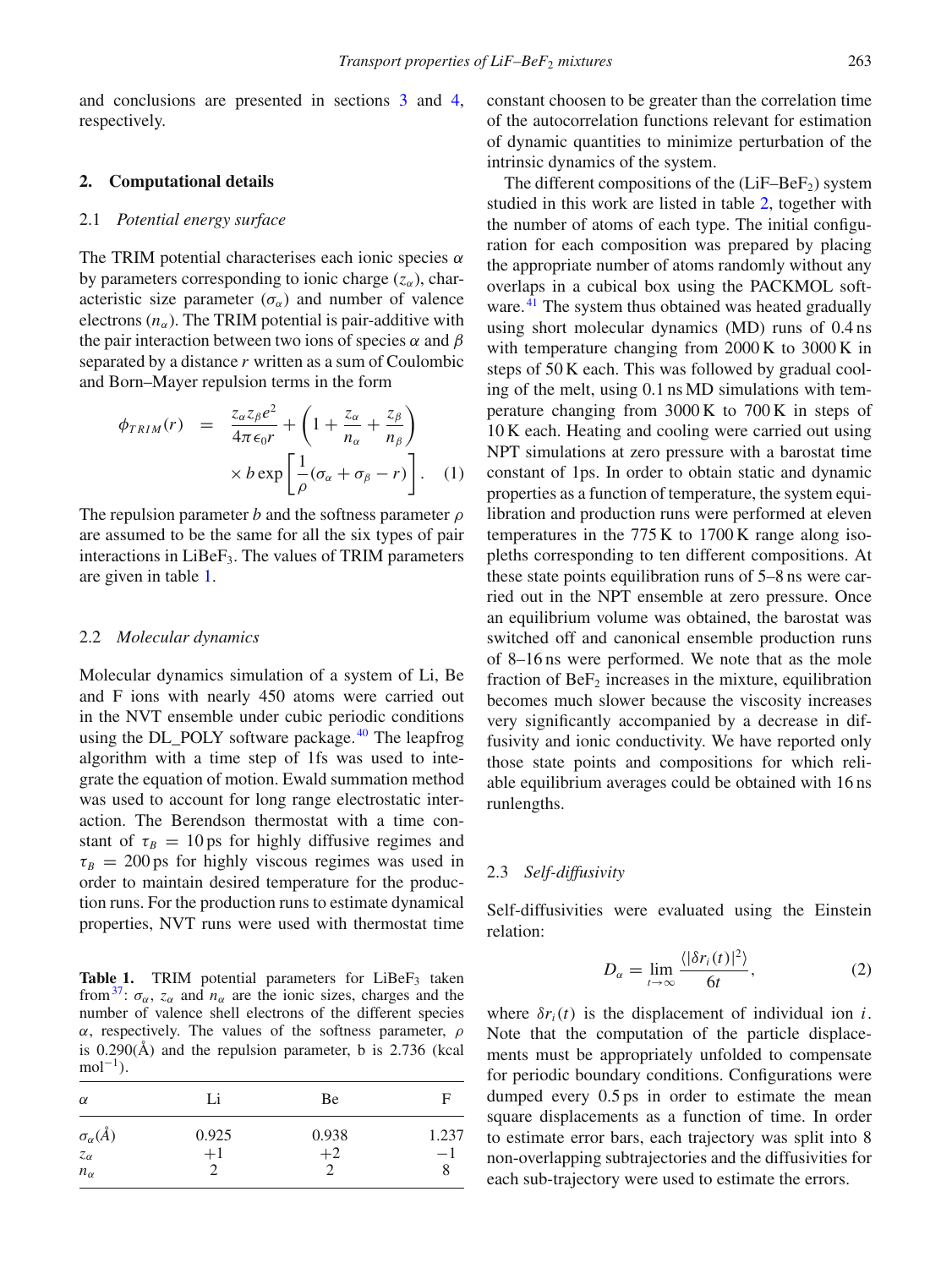and conclusions are presented in sections 3 and 4, respectively.

## 2. Computational details

### 2.1 *Potential energy surface*

The TRIM potential characterises each ionic species $\alpha$ by parameters corresponding to ionic charge ($z_\alpha$), characteristic size parameter ($\sigma_\alpha$) and number of valence electrons ($n_\alpha$). The TRIM potential is pair-additive with the pair interaction between two ions of species $\alpha$ and $\beta$ separated by a distance $r$ written as a sum of Coulombic and Born–Mayer repulsion terms in the form

$$\phi_{TRIM}(r) = \frac{z_\alpha z_\beta e^2}{4\pi\epsilon_0 r} + \left(1 + \frac{z_\alpha}{n_\alpha} + \frac{z_\beta}{n_\beta}\right) \times b\exp\left[\frac{1}{\rho}(\sigma_\alpha + \sigma_\beta - r)\right]. \quad (1)$$

The repulsion parameter $b$ and the softness parameter $\rho$ are assumed to be the same for all the six types of pair interactions in $LiBeF_3$. The values of TRIM parameters are given in table 1.

### 2.2 *Molecular dynamics*

Molecular dynamics simulation of a system of Li, Be and F ions with nearly 450 atoms were carried out in the NVT ensemble under cubic periodic conditions using the DL_POLY software package.[40] The leapfrog algorithm with a time step of 1fs was used to integrate the equation of motion. Ewald summation method was used to account for long range electrostatic interaction. The Berendson thermostat with a time constant of $\tau_B = 10$ ps for highly diffusive regimes and $\tau_B = 200$ ps for highly viscous regimes was used in order to maintain desired temperature for the production runs. For the production runs to estimate dynamical properties, NVT runs were used with thermostat time constant choosen to be greater than the correlation time of the autocorrelation functions relevant for estimation of dynamic quantities to minimize perturbation of the intrinsic dynamics of the system.

**Table 1.** TRIM potential parameters for $LiBeF_3$ taken from[37]: $\sigma_\alpha$, $z_\alpha$ and $n_\alpha$ are the ionic sizes, charges and the number of valence shell electrons of the different species $\alpha$, respectively. The values of the softness parameter, $\rho$ is 0.290(Å) and the repulsion parameter, b is 2.736 (kcal mol$^{-1}$).

| $\alpha$ | Li | Be | F |
|---|---|---|---|
| $\sigma_\alpha$(Å) | 0.925 | 0.938 | 1.237 |
| $z_\alpha$ | +1 | +2 | −1 |
| $n_\alpha$ | 2 | 2 | 8 |

The different compositions of the ($LiF–BeF_2$) system studied in this work are listed in table 2, together with the number of atoms of each type. The initial configuration for each composition was prepared by placing the appropriate number of atoms randomly without any overlaps in a cubical box using the PACKMOL software.[41] The system thus obtained was heated gradually using short molecular dynamics (MD) runs of 0.4 ns with temperature changing from 2000 K to 3000 K in steps of 50 K each. This was followed by gradual cooling of the melt, using 0.1 ns MD simulations with temperature changing from 3000 K to 700 K in steps of 10 K each. Heating and cooling were carried out using NPT simulations at zero pressure with a barostat time constant of 1ps. In order to obtain static and dynamic properties as a function of temperature, the system equilibration and production runs were performed at eleven temperatures in the 775 K to 1700 K range along isopleths corresponding to ten different compositions. At these state points equilibration runs of 5–8 ns were carried out in the NPT ensemble at zero pressure. Once an equilibrium volume was obtained, the barostat was switched off and canonical ensemble production runs of 8–16 ns were performed. We note that as the mole fraction of $BeF_2$ increases in the mixture, equilibration becomes much slower because the viscosity increases very significantly accompanied by a decrease in diffusivity and ionic conductivity. We have reported only those state points and compositions for which reliable equilibrium averages could be obtained with 16 ns runlengths.

### 2.3 *Self-diffusivity*

Self-diffusivities were evaluated using the Einstein relation:

$$D_\alpha = \lim_{t\to\infty} \frac{\langle|\delta r_i(t)|^2\rangle}{6t}, \quad (2)$$

where $\delta r_i(t)$ is the displacement of individual ion $i$. Note that the computation of the particle displacements must be appropriately unfolded to compensate for periodic boundary conditions. Configurations were dumped every 0.5 ps in order to estimate the mean square displacements as a function of time. In order to estimate error bars, each trajectory was split into 8 non-overlapping subtrajectories and the diffusivities for each sub-trajectory were used to estimate the errors.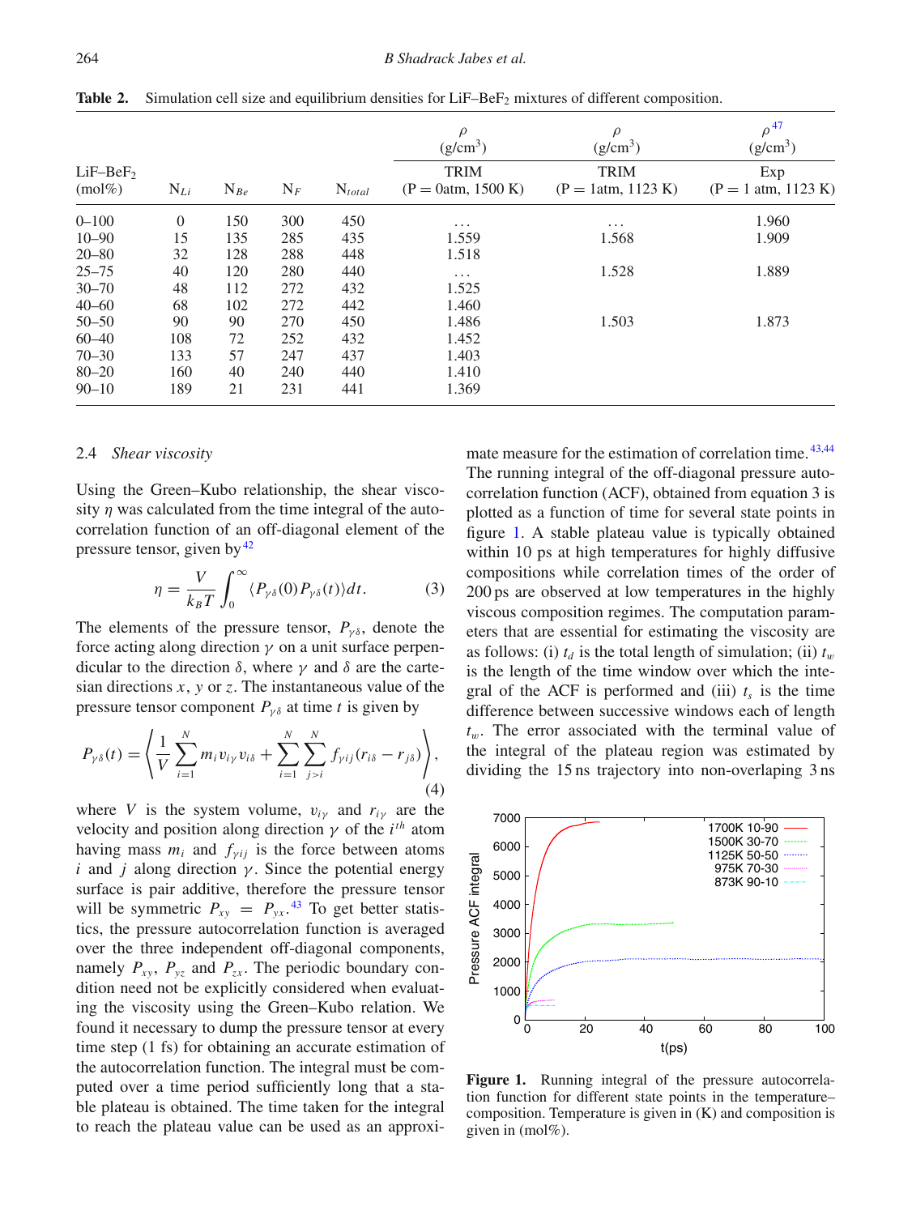**Table 2.** Simulation cell size and equilibrium densities for LiF–$BeF_2$ mixtures of different composition.

| LiF–$BeF_2$ (mol%) | $N_{Li}$ | $N_{Be}$ | $N_F$ | $N_{total}$ | $\rho$ (g/cm$^3$) TRIM (P = 0atm, 1500 K) | $\rho$ (g/cm$^3$) TRIM (P = 1atm, 1123 K) | $\rho$[47] (g/cm$^3$) Exp (P = 1 atm, 1123 K) |
|---|---|---|---|---|---|---|---|
| 0–100 | 0 | 150 | 300 | 450 | ... | ... | 1.960 |
| 10–90 | 15 | 135 | 285 | 435 | 1.559 | 1.568 | 1.909 |
| 20–80 | 32 | 128 | 288 | 448 | 1.518 | | |
| 25–75 | 40 | 120 | 280 | 440 | ... | 1.528 | 1.889 |
| 30–70 | 48 | 112 | 272 | 432 | 1.525 | | |
| 40–60 | 68 | 102 | 272 | 442 | 1.460 | | |
| 50–50 | 90 | 90 | 270 | 450 | 1.486 | 1.503 | 1.873 |
| 60–40 | 108 | 72 | 252 | 432 | 1.452 | | |
| 70–30 | 133 | 57 | 247 | 437 | 1.403 | | |
| 80–20 | 160 | 40 | 240 | 440 | 1.410 | | |
| 90–10 | 189 | 21 | 231 | 441 | 1.369 | | |

### 2.4 *Shear viscosity*

Using the Green–Kubo relationship, the shear viscosity $\eta$ was calculated from the time integral of the autocorrelation function of an off-diagonal element of the pressure tensor, given by[42]

$$\eta = \frac{V}{k_B T}\int_0^\infty \langle P_{\gamma\delta}(0)P_{\gamma\delta}(t)\rangle dt. \tag{3}$$

The elements of the pressure tensor, $P_{\gamma\delta}$, denote the force acting along direction $\gamma$ on a unit surface perpendicular to the direction $\delta$, where $\gamma$ and $\delta$ are the cartesian directions $x$, $y$ or $z$. The instantaneous value of the pressure tensor component $P_{\gamma\delta}$ at time $t$ is given by

$$P_{\gamma\delta}(t) = \left\langle \frac{1}{V}\sum_{i=1}^{N} m_i v_{i\gamma} v_{i\delta} + \sum_{i=1}^{N}\sum_{j>i}^{N} f_{\gamma ij}(r_{i\delta} - r_{j\delta}) \right\rangle, \tag{4}$$

where $V$ is the system volume, $v_{i\gamma}$ and $r_{i\gamma}$ are the velocity and position along direction $\gamma$ of the $i^{th}$ atom having mass $m_i$ and $f_{\gamma ij}$ is the force between atoms $i$ and $j$ along direction $\gamma$. Since the potential energy surface is pair additive, therefore the pressure tensor will be symmetric $P_{xy} = P_{yx}$.[43] To get better statistics, the pressure autocorrelation function is averaged over the three independent off-diagonal components, namely $P_{xy}$, $P_{yz}$ and $P_{zx}$. The periodic boundary condition need not be explicitly considered when evaluating the viscosity using the Green–Kubo relation. We found it necessary to dump the pressure tensor at every time step (1 fs) for obtaining an accurate estimation of the autocorrelation function. The integral must be computed over a time period sufficiently long that a stable plateau is obtained. The time taken for the integral to reach the plateau value can be used as an approximate measure for the estimation of correlation time.[43,44] The running integral of the off-diagonal pressure autocorrelation function (ACF), obtained from equation 3 is plotted as a function of time for several state points in figure 1. A stable plateau value is typically obtained within 10 ps at high temperatures for highly diffusive compositions while correlation times of the order of 200 ps are observed at low temperatures in the highly viscous composition regimes. The computation parameters that are essential for estimating the viscosity are as follows: (i) $t_d$ is the total length of simulation; (ii) $t_w$ is the length of the time window over which the integral of the ACF is performed and (iii) $t_s$ is the time difference between successive windows each of length $t_w$. The error associated with the terminal value of the integral of the plateau region was estimated by dividing the 15 ns trajectory into non-overlaping 3 ns

**Figure 1.** Running integral of the pressure autocorrelation function for different state points in the temperature–composition. Temperature is given in (K) and composition is given in (mol%).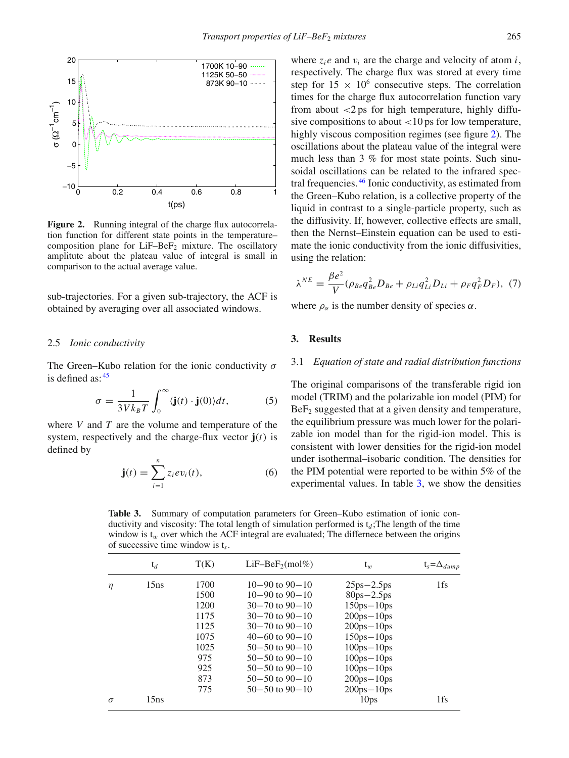**Figure 2.** Running integral of the charge flux autocorrelation function for different state points in the temperature–composition plane for LiF–$BeF_2$ mixture. The oscillatory amplitute about the plateau value of integral is small in comparison to the actual average value.

sub-trajectories. For a given sub-trajectory, the ACF is obtained by averaging over all associated windows.

### 2.5 *Ionic conductivity*

The Green–Kubo relation for the ionic conductivity $\sigma$ is defined as:[45]

$$\sigma = \frac{1}{3Vk_BT}\int_0^\infty \langle \mathbf{j}(t)\cdot\mathbf{j}(0)\rangle dt, \qquad (5)$$

where $V$ and $T$ are the volume and temperature of the system, respectively and the charge-flux vector $\mathbf{j}(t)$ is defined by

$$\mathbf{j}(t) = \sum_{i=1}^{n} z_i e v_i(t), \qquad (6)$$

where $z_i e$ and $v_i$ are the charge and velocity of atom $i$, respectively. The charge flux was stored at every time step for $15 \times 10^6$ consecutive steps. The correlation times for the charge flux autocorrelation function vary from about <2 ps for high temperature, highly diffusive compositions to about <10 ps for low temperature, highly viscous composition regimes (see figure 2). The oscillations about the plateau value of the integral were much less than 3 % for most state points. Such sinusoidal oscillations can be related to the infrared spectral frequencies.[46] Ionic conductivity, as estimated from the Green–Kubo relation, is a collective property of the liquid in contrast to a single-particle property, such as the diffusivity. If, however, collective effects are small, then the Nernst–Einstein equation can be used to estimate the ionic conductivity from the ionic diffusivities, using the relation:

$$\lambda^{NE} = \frac{\beta e^2}{V}(\rho_{Be}q_{Be}^2 D_{Be} + \rho_{Li}q_{Li}^2 D_{Li} + \rho_F q_F^2 D_F), \qquad (7)$$

where $\rho_\alpha$ is the number density of species $\alpha$.

## 3. Results

### 3.1 *Equation of state and radial distribution functions*

The original comparisons of the transferable rigid ion model (TRIM) and the polarizable ion model (PIM) for $BeF_2$ suggested that at a given density and temperature, the equilibrium pressure was much lower for the polarizable ion model than for the rigid-ion model. This is consistent with lower densities for the rigid-ion model under isothermal–isobaric condition. The densities for the PIM potential were reported to be within 5% of the experimental values. In table 3, we show the densities

**Table 3.** Summary of computation parameters for Green–Kubo estimation of ionic conductivity and viscosity: The total length of simulation performed is $t_d$;The length of the time window is $t_w$ over which the ACF integral are evaluated; The differnece between the origins of successive time window is $t_s$.

| | $t_d$ | T(K) | LiF–$BeF_2$(mol%) | $t_w$ | $t_s=\Delta_{dump}$ |
|---|---|---|---|---|---|
| $\eta$ | 15ns | 1700 | 10−90 to 90−10 | 25ps−2.5ps | 1fs |
| | | 1500 | 10−90 to 90−10 | 80ps−2.5ps | |
| | | 1200 | 30−70 to 90−10 | 150ps−10ps | |
| | | 1175 | 30−70 to 90−10 | 200ps−10ps | |
| | | 1125 | 30−70 to 90−10 | 200ps−10ps | |
| | | 1075 | 40−60 to 90−10 | 150ps−10ps | |
| | | 1025 | 50−50 to 90−10 | 100ps−10ps | |
| | | 975 | 50−50 to 90−10 | 100ps−10ps | |
| | | 925 | 50−50 to 90−10 | 100ps−10ps | |
| | | 873 | 50−50 to 90−10 | 200ps−10ps | |
| | | 775 | 50−50 to 90−10 | 200ps−10ps | |
| $\sigma$ | 15ns | | | 10ps | 1fs |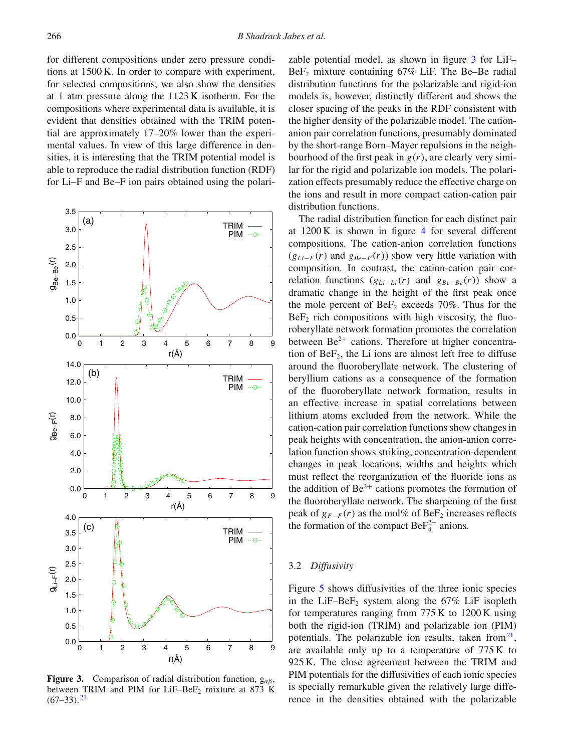for different compositions under zero pressure conditions at 1500 K. In order to compare with experiment, for selected compositions, we also show the densities at 1 atm pressure along the 1123 K isotherm. For the compositions where experimental data is available, it is evident that densities obtained with the TRIM potential are approximately 17–20% lower than the experimental values. In view of this large difference in densities, it is interesting that the TRIM potential model is able to reproduce the radial distribution function (RDF) for Li–F and Be–F ion pairs obtained using the polarizable potential model, as shown in figure 3 for LiF–$BeF_2$ mixture containing 67% LiF. The Be–Be radial distribution functions for the polarizable and rigid-ion models is, however, distinctly different and shows the closer spacing of the peaks in the RDF consistent with the higher density of the polarizable model. The cation-anion pair correlation functions, presumably dominated by the short-range Born–Mayer repulsions in the neighbourhood of the first peak in $g(r)$, are clearly very similar for the rigid and polarizable ion models. The polarization effects presumably reduce the effective charge on the ions and result in more compact cation-cation pair distribution functions.

**Figure 3.** Comparison of radial distribution function, $g_{\alpha\beta}$, between TRIM and PIM for LiF–$BeF_2$ mixture at 873 K (67–33).[21]

The radial distribution function for each distinct pair at 1200 K is shown in figure 4 for several different compositions. The cation-anion correlation functions ($g_{Li-F}(r)$ and $g_{Be-F}(r)$) show very little variation with composition. In contrast, the cation-cation pair correlation functions ($g_{Li-Li}(r)$ and $g_{Be-Be}(r)$) show a dramatic change in the height of the first peak once the mole percent of $BeF_2$ exceeds 70%. Thus for the $BeF_2$ rich compositions with high viscosity, the fluoroberyllate network formation promotes the correlation between $Be^{2+}$ cations. Therefore at higher concentration of $BeF_2$, the Li ions are almost left free to diffuse around the fluoroberyllate network. The clustering of beryllium cations as a consequence of the formation of the fluoroberyllate network formation, results in an effective increase in spatial correlations between lithium atoms excluded from the network. While the cation-cation pair correlation functions show changes in peak heights with concentration, the anion-anion correlation function shows striking, concentration-dependent changes in peak locations, widths and heights which must reflect the reorganization of the fluoride ions as the addition of $Be^{2+}$ cations promotes the formation of the fluoroberyllate network. The sharpening of the first peak of $g_{F-F}(r)$ as the mol% of $BeF_2$ increases reflects the formation of the compact $BeF_4^{2-}$ anions.

### 3.2 *Diffusivity*

Figure 5 shows diffusivities of the three ionic species in the LiF–$BeF_2$ system along the 67% LiF isopleth for temperatures ranging from 775 K to 1200 K using both the rigid-ion (TRIM) and polarizable ion (PIM) potentials. The polarizable ion results, taken from[21], are available only up to a temperature of 775 K to 925 K. The close agreement between the TRIM and PIM potentials for the diffusivities of each ionic species is specially remarkable given the relatively large difference in the densities obtained with the polarizable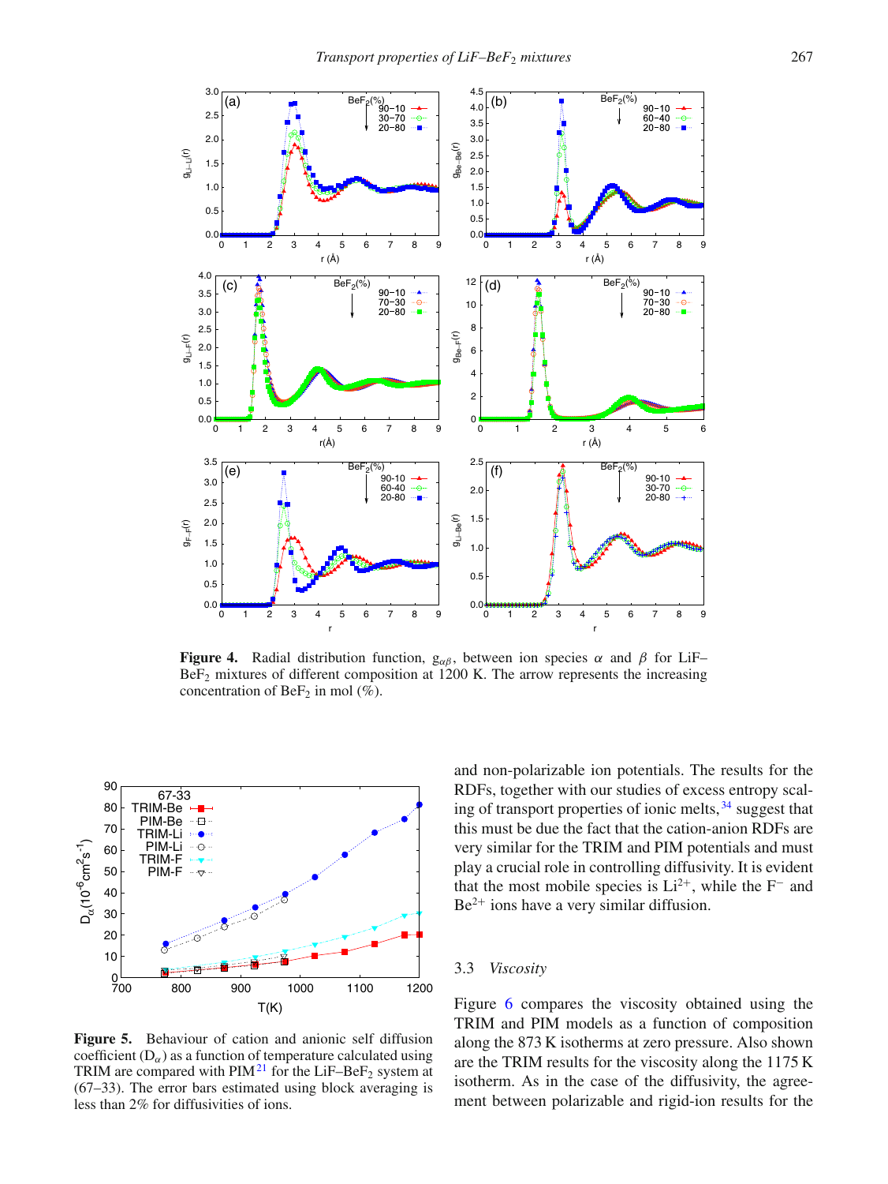**Figure 4.** Radial distribution function, $g_{\alpha\beta}$, between ion species $\alpha$ and $\beta$ for LiF–$BeF_2$ mixtures of different composition at 1200 K. The arrow represents the increasing concentration of $BeF_2$ in mol (%).

**Figure 5.** Behaviour of cation and anionic self diffusion coefficient ($D_\alpha$) as a function of temperature calculated using TRIM are compared with PIM[21] for the LiF–$BeF_2$ system at (67–33). The error bars estimated using block averaging is less than 2% for diffusivities of ions.

and non-polarizable ion potentials. The results for the RDFs, together with our studies of excess entropy scaling of transport properties of ionic melts,[34] suggest that this must be due the fact that the cation-anion RDFs are very similar for the TRIM and PIM potentials and must play a crucial role in controlling diffusivity. It is evident that the most mobile species is $Li^{2+}$, while the $F^-$ and $Be^{2+}$ ions have a very similar diffusion.

### 3.3 *Viscosity*

Figure 6 compares the viscosity obtained using the TRIM and PIM models as a function of composition along the 873 K isotherms at zero pressure. Also shown are the TRIM results for the viscosity along the 1175 K isotherm. As in the case of the diffusivity, the agreement between polarizable and rigid-ion results for the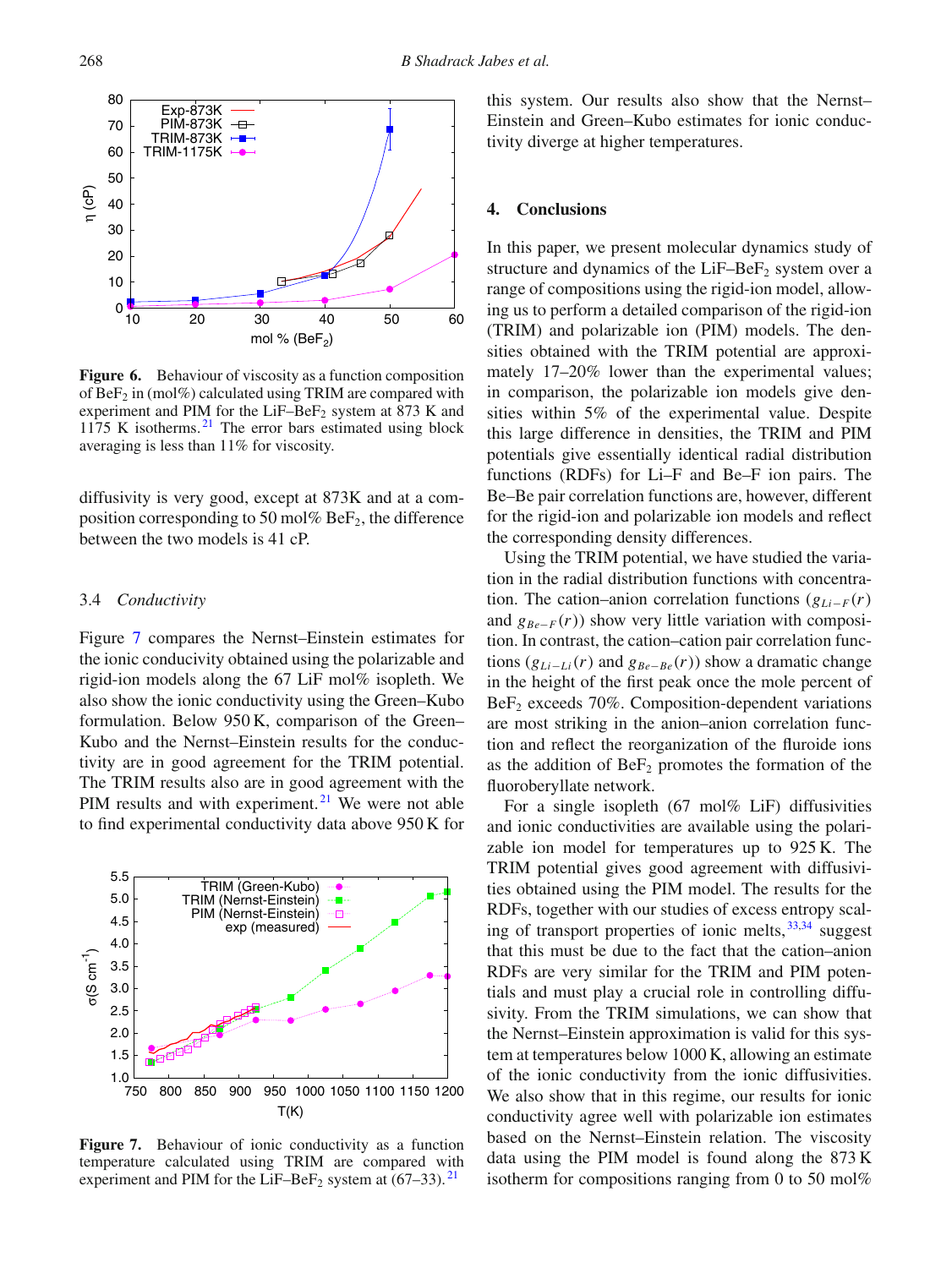**Figure 6.** Behaviour of viscosity as a function composition of $BeF_2$ in (mol%) calculated using TRIM are compared with experiment and PIM for the $LiF–BeF_2$ system at 873 K and 1175 K isotherms.[21] The error bars estimated using block averaging is less than 11% for viscosity.

diffusivity is very good, except at 873K and at a composition corresponding to 50 mol% $BeF_2$, the difference between the two models is 41 cP.

### 3.4 *Conductivity*

Figure 7 compares the Nernst–Einstein estimates for the ionic concuctivity obtained using the polarizable and rigid-ion models along the 67 LiF mol% isopleth. We also show the ionic conductivity using the Green–Kubo formulation. Below 950 K, comparison of the Green–Kubo and the Nernst–Einstein results for the conductivity are in good agreement for the TRIM potential. The TRIM results also are in good agreement with the PIM results and with experiment.[21] We were not able to find experimental conductivity data above 950 K for this system. Our results also show that the Nernst–Einstein and Green–Kubo estimates for ionic conductivity diverge at higher temperatures.

**Figure 7.** Behaviour of ionic conductivity as a function temperature calculated using TRIM are compared with experiment and PIM for the $LiF–BeF_2$ system at (67–33).[21]

## 4. Conclusions

In this paper, we present molecular dynamics study of structure and dynamics of the $LiF–BeF_2$ system over a range of compositions using the rigid-ion model, allowing us to perform a detailed comparison of the rigid-ion (TRIM) and polarizable ion (PIM) models. The densities obtained with the TRIM potential are approximately 17–20% lower than the experimental values; in comparison, the polarizable ion models give densities within 5% of the experimental value. Despite this large difference in densities, the TRIM and PIM potentials give essentially identical radial distribution functions (RDFs) for Li–F and Be–F ion pairs. The Be–Be pair correlation functions are, however, different for the rigid-ion and polarizable ion models and reflect the corresponding density differences.

Using the TRIM potential, we have studied the variation in the radial distribution functions with concentration. The cation–anion correlation functions ($g_{Li-F}(r)$ and $g_{Be-F}(r)$) show very little variation with composition. In contrast, the cation–cation pair correlation functions ($g_{Li-Li}(r)$ and $g_{Be-Be}(r)$) show a dramatic change in the height of the first peak once the mole percent of $BeF_2$ exceeds 70%. Composition-dependent variations are most striking in the anion–anion correlation function and reflect the reorganization of the fluroide ions as the addition of $BeF_2$ promotes the formation of the fluoroberyllate network.

For a single isopleth (67 mol% LiF) diffusivities and ionic conductivities are available using the polarizable ion model for temperatures up to 925 K. The TRIM potential gives good agreement with diffusivities obtained using the PIM model. The results for the RDFs, together with our studies of excess entropy scaling of transport properties of ionic melts,[33,34] suggest that this must be due to the fact that the cation–anion RDFs are very similar for the TRIM and PIM potentials and must play a crucial role in controlling diffusivity. From the TRIM simulations, we can show that the Nernst–Einstein approximation is valid for this system at temperatures below 1000 K, allowing an estimate of the ionic conductivity from the ionic diffusivities. We also show that in this regime, our results for ionic conductivity agree well with polarizable ion estimates based on the Nernst–Einstein relation. The viscosity data using the PIM model is found along the 873 K isotherm for compositions ranging from 0 to 50 mol%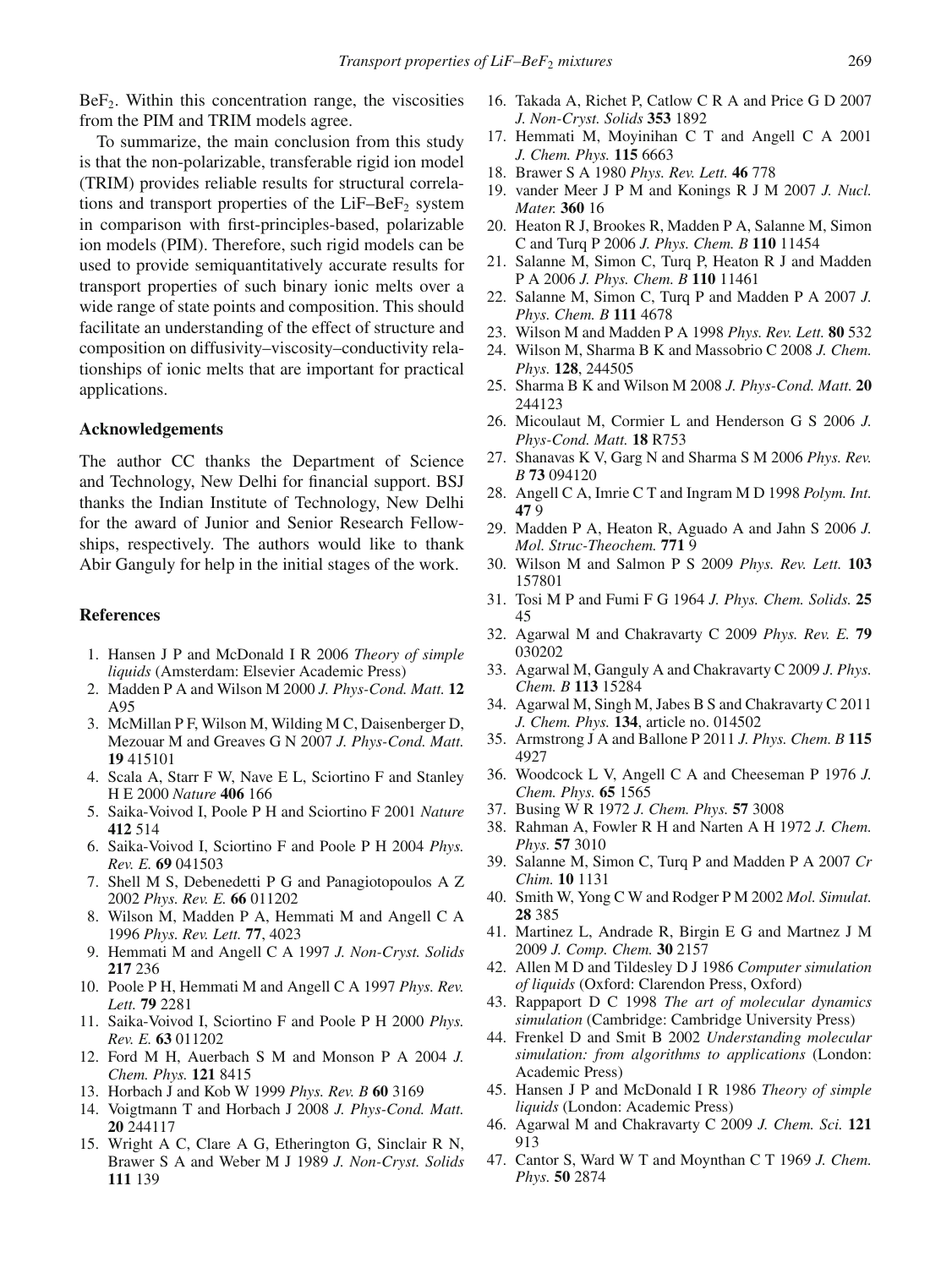$BeF_2$. Within this concentration range, the viscosities from the PIM and TRIM models agree.

To summarize, the main conclusion from this study is that the non-polarizable, transferable rigid ion model (TRIM) provides reliable results for structural correlations and transport properties of the LiF–$BeF_2$ system in comparison with first-principles-based, polarizable ion models (PIM). Therefore, such rigid models can be used to provide semiquantitatively accurate results for transport properties of such binary ionic melts over a wide range of state points and composition. This should facilitate an understanding of the effect of structure and composition on diffusivity–viscosity–conductivity relationships of ionic melts that are important for practical applications.

### Acknowledgements

The author CC thanks the Department of Science and Technology, New Delhi for financial support. BSJ thanks the Indian Institute of Technology, New Delhi for the award of Junior and Senior Research Fellowships, respectively. The authors would like to thank Abir Ganguly for help in the initial stages of the work.

### References

1. Hansen J P and McDonald I R 2006 *Theory of simple liquids* (Amsterdam: Elsevier Academic Press)
2. Madden P A and Wilson M 2000 *J. Phys-Cond. Matt.* **12** A95
3. McMillan P F, Wilson M, Wilding M C, Daisenberger D, Mezouar M and Greaves G N 2007 *J. Phys-Cond. Matt.* **19** 415101
4. Scala A, Starr F W, Nave E L, Sciortino F and Stanley H E 2000 *Nature* **406** 166
5. Saika-Voivod I, Poole P H and Sciortino F 2001 *Nature* **412** 514
6. Saika-Voivod I, Sciortino F and Poole P H 2004 *Phys. Rev. E.* **69** 041503
7. Shell M S, Debenedetti P G and Panagiotopoulos A Z 2002 *Phys. Rev. E.* **66** 011202
8. Wilson M, Madden P A, Hemmati M and Angell C A 1996 *Phys. Rev. Lett.* **77**, 4023
9. Hemmati M and Angell C A 1997 *J. Non-Cryst. Solids* **217** 236
10. Poole P H, Hemmati M and Angell C A 1997 *Phys. Rev. Lett.* **79** 2281
11. Saika-Voivod I, Sciortino F and Poole P H 2000 *Phys. Rev. E.* **63** 011202
12. Ford M H, Auerbach S M and Monson P A 2004 *J. Chem. Phys.* **121** 8415
13. Horbach J and Kob W 1999 *Phys. Rev. B* **60** 3169
14. Voigtmann T and Horbach J 2008 *J. Phys-Cond. Matt.* **20** 244117
15. Wright A C, Clare A G, Etherington G, Sinclair R N, Brawer S A and Weber M J 1989 *J. Non-Cryst. Solids* **111** 139
16. Takada A, Richet P, Catlow C R A and Price G D 2007 *J. Non-Cryst. Solids* **353** 1892
17. Hemmati M, Moyinihan C T and Angell C A 2001 *J. Chem. Phys.* **115** 6663
18. Brawer S A 1980 *Phys. Rev. Lett.* **46** 778
19. vander Meer J P M and Konings R J M 2007 *J. Nucl. Mater.* **360** 16
20. Heaton R J, Brookes R, Madden P A, Salanne M, Simon C and Turq P 2006 *J. Phys. Chem. B* **110** 11454
21. Salanne M, Simon C, Turq P, Heaton R J and Madden P A 2006 *J. Phys. Chem. B* **110** 11461
22. Salanne M, Simon C, Turq P and Madden P A 2007 *J. Phys. Chem. B* **111** 4678
23. Wilson M and Madden P A 1998 *Phys. Rev. Lett.* **80** 532
24. Wilson M, Sharma B K and Massobrio C 2008 *J. Chem. Phys.* **128**, 244505
25. Sharma B K and Wilson M 2008 *J. Phys-Cond. Matt.* **20** 244123
26. Micoulaut M, Cormier L and Henderson G S 2006 *J. Phys-Cond. Matt.* **18** R753
27. Shanavas K V, Garg N and Sharma S M 2006 *Phys. Rev. B* **73** 094120
28. Angell C A, Imrie C T and Ingram M D 1998 *Polym. Int.* **47** 9
29. Madden P A, Heaton R, Aguado A and Jahn S 2006 *J. Mol. Struc-Theochem.* **771** 9
30. Wilson M and Salmon P S 2009 *Phys. Rev. Lett.* **103** 157801
31. Tosi M P and Fumi F G 1964 *J. Phys. Chem. Solids.* **25** 45
32. Agarwal M and Chakravarty C 2009 *Phys. Rev. E.* **79** 030202
33. Agarwal M, Ganguly A and Chakravarty C 2009 *J. Phys. Chem. B* **113** 15284
34. Agarwal M, Singh M, Jabes B S and Chakravarty C 2011 *J. Chem. Phys.* **134**, article no. 014502
35. Armstrong J A and Ballone P 2011 *J. Phys. Chem. B* **115** 4927
36. Woodcock L V, Angell C A and Cheeseman P 1976 *J. Chem. Phys.* **65** 1565
37. Busing W R 1972 *J. Chem. Phys.* **57** 3008
38. Rahman A, Fowler R H and Narten A H 1972 *J. Chem. Phys.* **57** 3010
39. Salanne M, Simon C, Turq P and Madden P A 2007 *Cr Chim.* **10** 1131
40. Smith W, Yong C W and Rodger P M 2002 *Mol. Simulat.* **28** 385
41. Martinez L, Andrade R, Birgin E G and Martnez J M 2009 *J. Comp. Chem.* **30** 2157
42. Allen M D and Tildesley D J 1986 *Computer simulation of liquids* (Oxford: Clarendon Press, Oxford)
43. Rappaport D C 1998 *The art of molecular dynamics simulation* (Cambridge: Cambridge University Press)
44. Frenkel D and Smit B 2002 *Understanding molecular simulation: from algorithms to applications* (London: Academic Press)
45. Hansen J P and McDonald I R 1986 *Theory of simple liquids* (London: Academic Press)
46. Agarwal M and Chakravarty C 2009 *J. Chem. Sci.* **121** 913
47. Cantor S, Ward W T and Moynthan C T 1969 *J. Chem. Phys.* **50** 2874